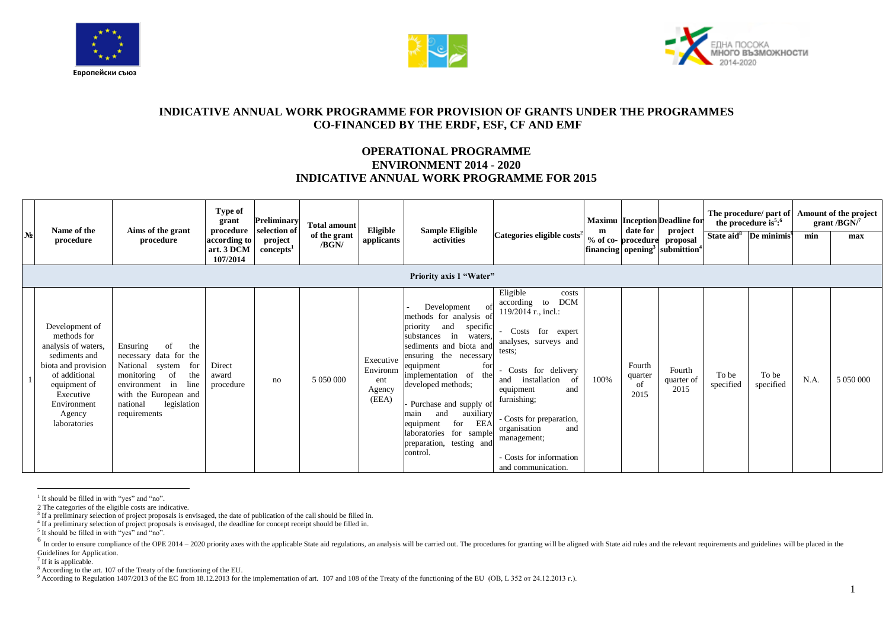Европейски съюз

ЕДНА ПОСОКА МНОГО ВЪЗМОЖНОСТИ 2014-2020

# INDICATIVE ANNUAL WORK PROGRAMME FOR PROVISION OF GRANTS UNDER THE PROGRAMMES CO-FINANCED BY THE ERDF, ESF, CF AND EMF

## OPERATIONAL PROGRAMME ENVIRONMENT 2014 - 2020 INDICATIVE ANNUAL WORK PROGRAMME FOR 2015

| № | Name of the procedure | Aims of the grant procedure | Type of grant procedure according to art. 3 DCM 107/2014 | Preliminary selection of project concepts[1] | Total amount of the grant /BGN/ | Eligible applicants | Sample Eligible activities | Categories eligible costs[2] | Maximum % of co-financing | Inception date for procedure opening[3] | Deadline for project proposal submission[4] | The procedure/ part of the procedure is[5]:[6] | | Amount of the project grant /BGN/[7] | |
|---|---|---|---|---|---|---|---|---|---|---|---|---|---|---|---|
| | | | | | | | | | | | | State aid[8] | De minimis[9] | min | max |
| | | | | | | | Priority axis 1 "Water" | | | | | | | | |
| 1 | Development of methods for analysis of waters, sediments and biota and provision of additional equipment of Executive Environment Agency laboratories | Ensuring of the necessary data for the National system for monitoring of the environment in line with the European and national legislation requirements | Direct award procedure | no | 5 050 000 | Executive Environment Agency (EEA) | - Development of methods for analysis of priority and specific substances in waters, sediments and biota and ensuring the necessary equipment for implementation of the developed methods;<br>- Purchase and supply of main and auxiliary equipment for EEA laboratories for sample preparation, testing and control. | Eligible costs according to DCM 119/2014 г., incl.:<br>- Costs for expert analyses, surveys and tests;<br>- Costs for delivery and installation of equipment and furnishing;<br>- Costs for preparation, organisation and management;<br>- Costs for information and communication. | 100% | Fourth quarter of 2015 | Fourth quarter of 2015 | To be specified | To be specified | N.A. | 5 050 000 |

[1] It should be filled in with "yes" and "no".

2 The categories of the eligible costs are indicative.

[3] If a preliminary selection of project proposals is envisaged, the date of publication of the call should be filled in.

[4] If a preliminary selection of project proposals is envisaged, the deadline for concept receipt should be filled in.

[5] It should be filled in with "yes" and "no".

[6] In order to ensure compliance of the OPE 2014 – 2020 priority axes with the applicable State aid regulations, an analysis will be carried out. The procedures for granting will be aligned with State aid rules and the relevant requirements and guidelines will be placed in the Guidelines for Application.

[7] If it is applicable.

[8] According to the art. 107 of the Treaty of the functioning of the EU.

[9] According to Regulation 1407/2013 of the EC from 18.12.2013 for the implementation of art. 107 and 108 of the Treaty of the functioning of the EU (ОВ, L 352 от 24.12.2013 г.).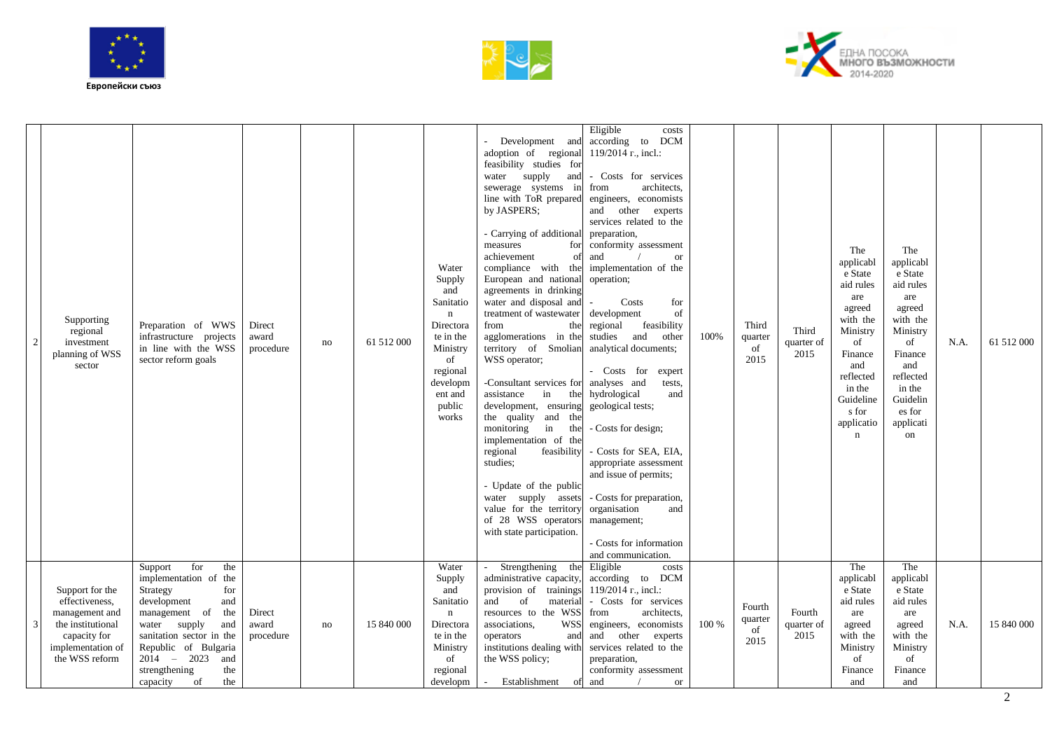| 2 | Supporting regional investment planning of WSS sector | Preparation of WWS infrastructure projects in line with the WSS sector reform goals | Direct award procedure | no | 61 512 000 | Water Supply and Sanitation Directorate in the Ministry of regional development and public works | - Development and adoption of regional feasibility studies for water supply and sewerage systems in line with ToR prepared by JASPERS;<br><br>- Carrying of additional measures for achievement of compliance with the European and national agreements in drinking water and disposal and treatment of wastewater from the agglomerations in the territory of Smolian WSS operator;<br><br>-Consultant services for assistance in the development, ensuring the quality and the monitoring in the implementation of the regional feasibility studies;<br><br>- Update of the public water supply assets value for the territory of 28 WSS operators with state participation. | Eligible costs according to DCM 119/2014 г., incl.:<br><br>- Costs for services from architects, engineers, economists and other experts services related to the preparation, conformity assessment and / or implementation of the operation;<br><br>- Costs for development of regional feasibility studies and other analytical documents;<br><br>- Costs for expert analyses and tests, hydrological and geological tests;<br><br>- Costs for design;<br><br>- Costs for SEA, EIA, appropriate assessment and issue of permits;<br><br>- Costs for preparation, organisation and management;<br><br>- Costs for information and communication. | 100% | Third quarter of 2015 | Third quarter of 2015 | The applicable State aid rules are agreed with the Ministry of Finance and reflected in the Guidelines for application | The applicable State aid rules are agreed with the Ministry of Finance and reflected in the Guidelines for application | N.A. | 61 512 000 |
|---|---|---|---|---|---|---|---|---|---|---|---|---|---|---|---|
| 3 | Support for the effectiveness, management and the institutional capacity for implementation of the WSS reform | Support for the implementation of the Strategy for development and management of the water supply and sanitation sector in the Republic of Bulgaria 2014 – 2023 and strengthening the capacity of the | Direct award procedure | no | 15 840 000 | Water Supply and Sanitation Directorate in the Ministry of regional developm | - Strengthening the administrative capacity, provision of trainings and of material resources to the WSS associations, WSS operators and institutions dealing with the WSS policy;<br><br>- Establishment of | Eligible costs according to DCM 119/2014 г., incl.:<br>- Costs for services from architects, engineers, economists and other experts services related to the preparation, conformity assessment and / or | 100 % | Fourth quarter of 2015 | Fourth quarter of 2015 | The applicable State aid rules are agreed with the Ministry of Finance and | The applicable State aid rules are agreed with the Ministry of Finance and | N.A. | 15 840 000 |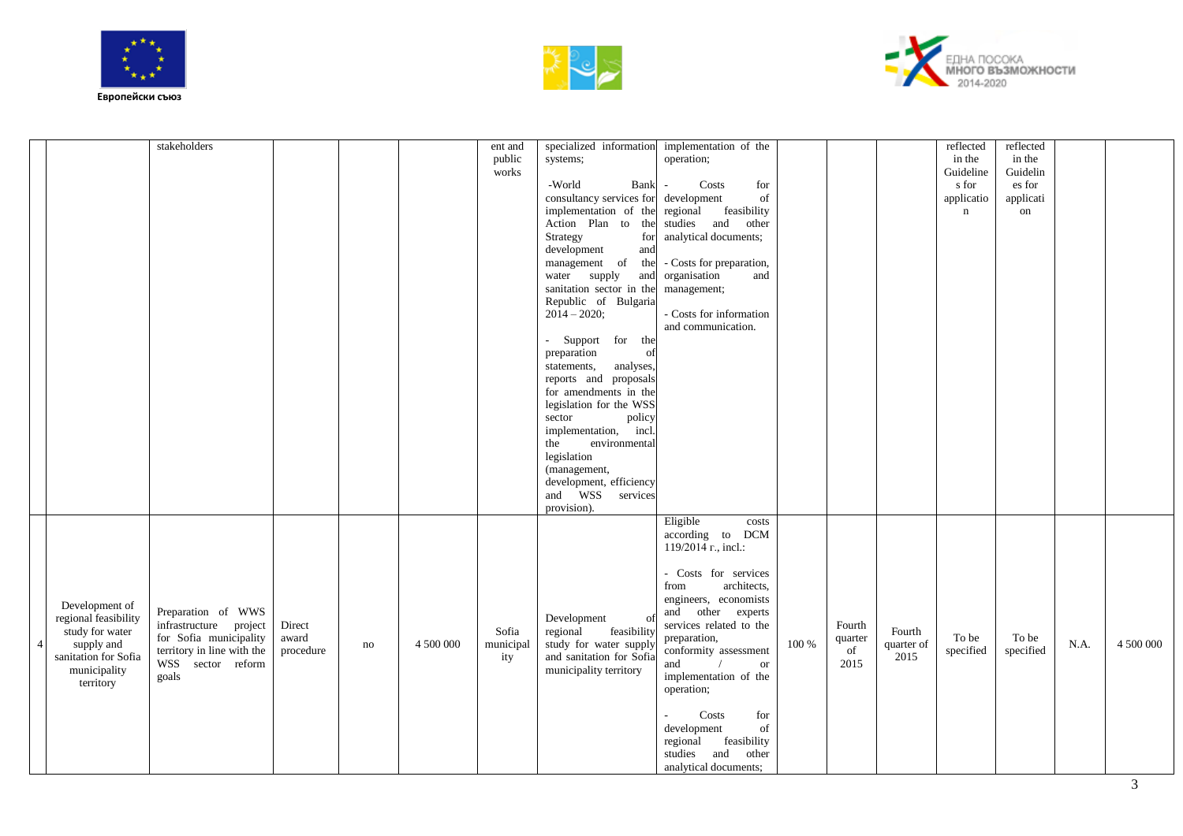Европейски съюз

ЕДНА ПОСОКА
МНОГО ВЪЗМОЖНОСТИ
2014-2020

| | | | | | | | | | | | | | | | |
|---|---|---|---|---|---|---|---|---|---|---|---|---|---|---|---|
| | | stakeholders | | | | ent and public works | specialized information systems;<br><br>-World Bank consultancy services for implementation of the Action Plan to the Strategy for development and management of the water supply and sanitation sector in the Republic of Bulgaria 2014 – 2020;<br><br>- Support for the preparation of statements, analyses, reports and proposals for amendments in the legislation for the WSS sector policy implementation, incl. the environmental legislation (management, development, efficiency and WSS services provision). | implementation of the operation;<br><br>- Costs for development of regional feasibility studies and other analytical documents;<br><br>- Costs for preparation, organisation and management;<br><br>- Costs for information and communication. | | | | reflected in the Guidelines for application | reflected in the Guidelines for application | | |
| 4 | Development of regional feasibility study for water supply and sanitation for Sofia municipality territory | Preparation of WWS infrastructure project for Sofia municipality territory in line with the WSS sector reform goals | Direct award procedure | no | 4 500 000 | Sofia municipality | Development of regional feasibility study for water supply and sanitation for Sofia municipality territory | Eligible costs according to DCM 119/2014 г., incl.:<br><br>- Costs for services from architects, engineers, economists and other experts services related to the preparation, conformity assessment and / or implementation of the operation;<br><br>- Costs for development of regional feasibility studies and other analytical documents; | 100 % | Fourth quarter of 2015 | Fourth quarter of 2015 | To be specified | To be specified | N.A. | 4 500 000 |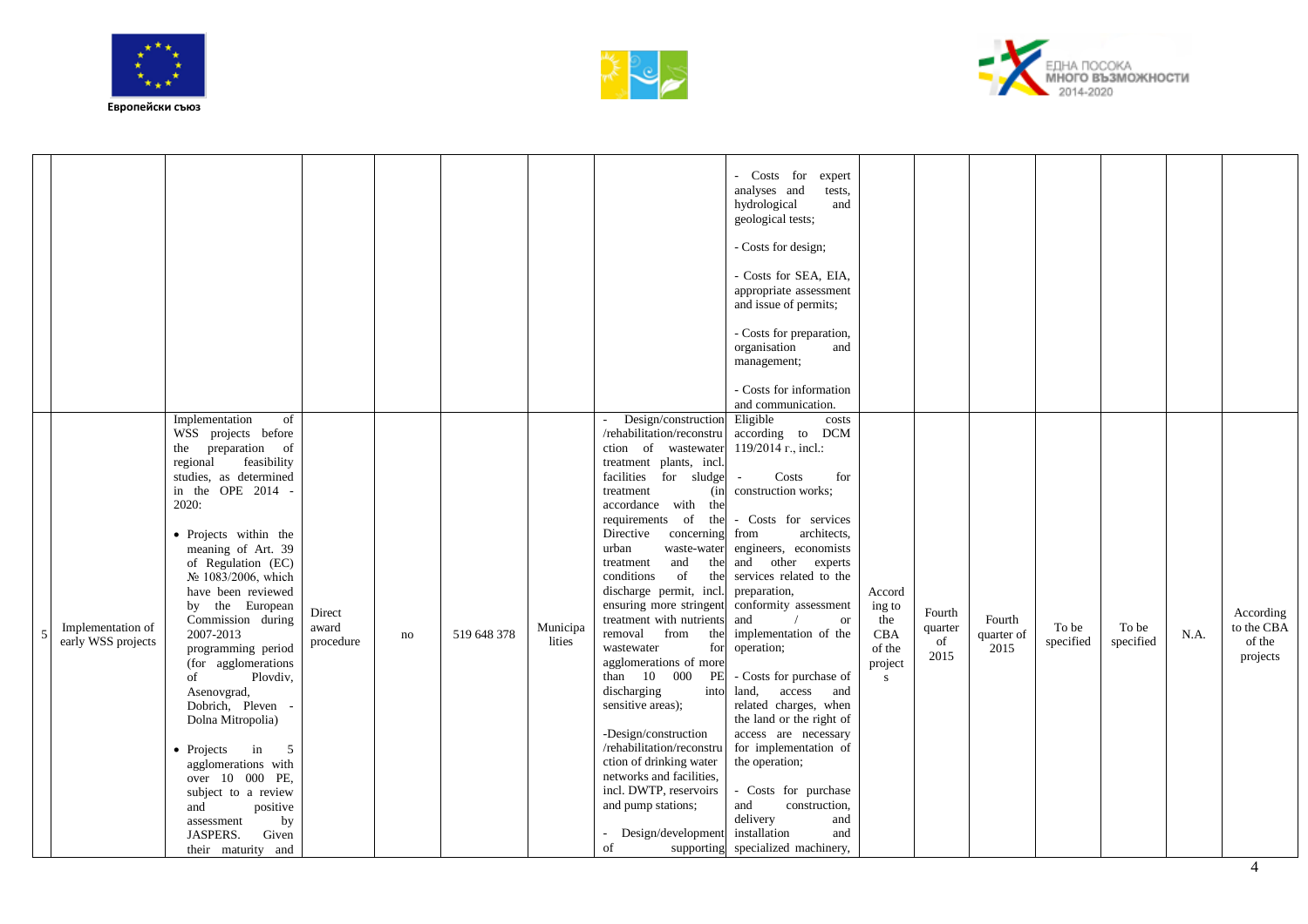| | | | | | | | | | | | | | | | | |
|---|---|---|---|---|---|---|---|---|---|---|---|---|---|---|---|---|
| | | | | | | | | - Costs for expert analyses and tests, hydrological and geological tests;<br><br>- Costs for design;<br><br>- Costs for SEA, EIA, appropriate assessment and issue of permits;<br><br>- Costs for preparation, organisation and management;<br><br>- Costs for information and communication. | | | | | | | |
| 5 | Implementation of early WSS projects | Implementation of WSS projects before the preparation of regional feasibility studies, as determined in the OPE 2014 - 2020:<br><br>• Projects within the meaning of Art. 39 of Regulation (EC) № 1083/2006, which have been reviewed by the European Commission during 2007-2013 programming period (for agglomerations of Plovdiv, Asenovgrad, Dobrich, Pleven - Dolna Mitropolia)<br><br>• Projects in 5 agglomerations with over 10 000 PE, subject to a review and positive assessment by JASPERS. Given their maturity and | Direct award procedure | no | 519 648 378 | Municipalities | - Design/construction /rehabilitation/reconstruction of wastewater treatment plants, incl. facilities for sludge treatment (in accordance with the requirements of the Directive concerning urban waste-water treatment and the conditions of the discharge permit, incl. ensuring more stringent treatment with nutrients removal from the wastewater for agglomerations of more than 10 000 PE discharging into sensitive areas);<br><br>-Design/construction /rehabilitation/reconstruction of drinking water networks and facilities, incl. DWTP, reservoirs and pump stations;<br><br>- Design/development of supporting | Eligible costs according to DCM 119/2014 г., incl.:<br><br>- Costs for construction works;<br><br>- Costs for services from architects, engineers, economists and other experts services related to the preparation, conformity assessment and / or implementation of the operation;<br><br>- Costs for purchase of land, access and related charges, when the land or the right of access are necessary for implementation of the operation;<br><br>- Costs for purchase and construction, delivery and installation and specialized machinery, | According to the CBA of the projects | Fourth quarter of 2015 | Fourth quarter of 2015 | To be specified | To be specified | N.A. | According to the CBA of the projects |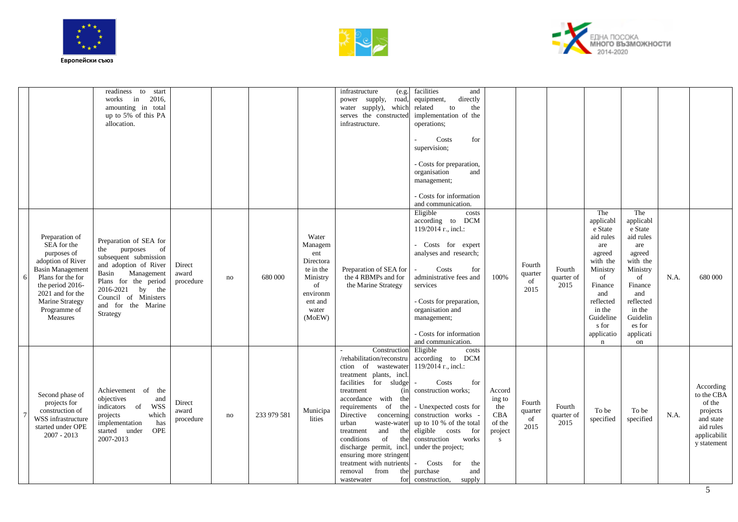| | | | | | | | | | | | | | | | |
|---|---|---|---|---|---|---|---|---|---|---|---|---|---|---|---|
| | | readiness to start works in 2016, amounting in total up to 5% of this PA allocation. | | | | | infrastructure (e.g. power supply, road, water supply), which serves the constructed infrastructure. | facilities and equipment, directly related to the implementation of the operations;<br><br>- Costs for supervision;<br><br>- Costs for preparation, organisation and management;<br><br>- Costs for information and communication. | | | | | | | |
| 6 | Preparation of SEA for the purposes of adoption of River Basin Management Plans for the for the period 2016-2021 and for the Marine Strategy Programme of Measures | Preparation of SEA for the purposes of subsequent submission and adoption of River Basin Management Plans for the period 2016-2021 by the Council of Ministers and for the Marine Strategy | Direct award procedure | no | 680 000 | Water Management Directorate in the Ministry of environment and water (MoEW) | Preparation of SEA for the 4 RBMPs and for the Marine Strategy | Eligible costs according to DCM 119/2014 г., incl.:<br><br>- Costs for expert analyses and research;<br><br>- Costs for administrative fees and services<br><br>- Costs for preparation, organisation and management;<br><br>- Costs for information and communication. | 100% | Fourth quarter of 2015 | Fourth quarter of 2015 | The applicable State aid rules are agreed with the Ministry of Finance and reflected in the Guidelines for application | The applicable State aid rules are agreed with the Ministry of Finance and reflected in the Guidelines for application | N.A. | 680 000 |
| 7 | Second phase of projects for construction of WSS infrastructure started under OPE 2007 - 2013 | Achievement of the objectives and indicators of WSS projects which implementation has started under OPE 2007-2013 | Direct award procedure | no | 233 979 581 | Municipalities | - Construction /rehabilitation/reconstruction of wastewater treatment plants, incl. facilities for sludge treatment (in accordance with the requirements of the Directive concerning urban waste-water treatment and the conditions of the discharge permit, incl. ensuring more stringent treatment with nutrients removal from the wastewater for | Eligible costs according to DCM 119/2014 г., incl.:<br><br>- Costs for construction works;<br><br>- Unexpected costs for construction works - up to 10 % of the total eligible costs for construction works under the project;<br><br>- Costs for the purchase and construction, supply | According to the CBA of the projects | Fourth quarter of 2015 | Fourth quarter of 2015 | To be specified | To be specified | N.A. | According to the CBA of the projects and state aid rules applicability statement |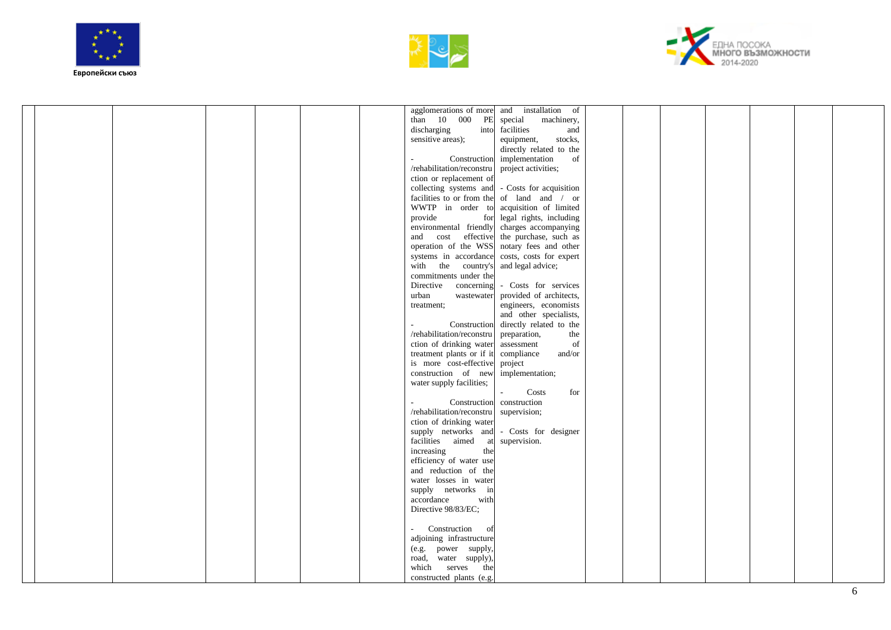| | | | | | | | | | | | | | | | |
|---|---|---|---|---|---|---|---|---|---|---|---|---|---|---|---|
| | | | | | | | agglomerations of more than 10 000 PE discharging into sensitive areas);<br><br>- Construction /rehabilitation/reconstruction or replacement of collecting systems and facilities to or from the WWTP in order to provide for environmental friendly and cost effective operation of the WSS systems in accordance with the country's commitments under the Directive concerning urban wastewater treatment;<br><br>- Construction /rehabilitation/reconstruction of drinking water treatment plants or if it is more cost-effective construction of new water supply facilities;<br><br>- Construction /rehabilitation/reconstruction of drinking water supply networks and facilities aimed at increasing the efficiency of water use and reduction of the water losses in water supply networks in accordance with Directive 98/83/EC;<br><br>- Construction of adjoining infrastructure (e.g. power supply, road, water supply), which serves the constructed plants (e.g. | and installation of special machinery, facilities and equipment, stocks, directly related to the implementation of project activities;<br><br>- Costs for acquisition of land and / or acquisition of limited legal rights, including charges accompanying the purchase, such as notary fees and other costs, costs for expert and legal advice;<br><br>- Costs for services provided of architects, engineers, economists and other specialists, directly related to the preparation, the assessment of compliance and/or project implementation;<br><br>- Costs for construction supervision;<br><br>- Costs for designer supervision. | | | | | | | |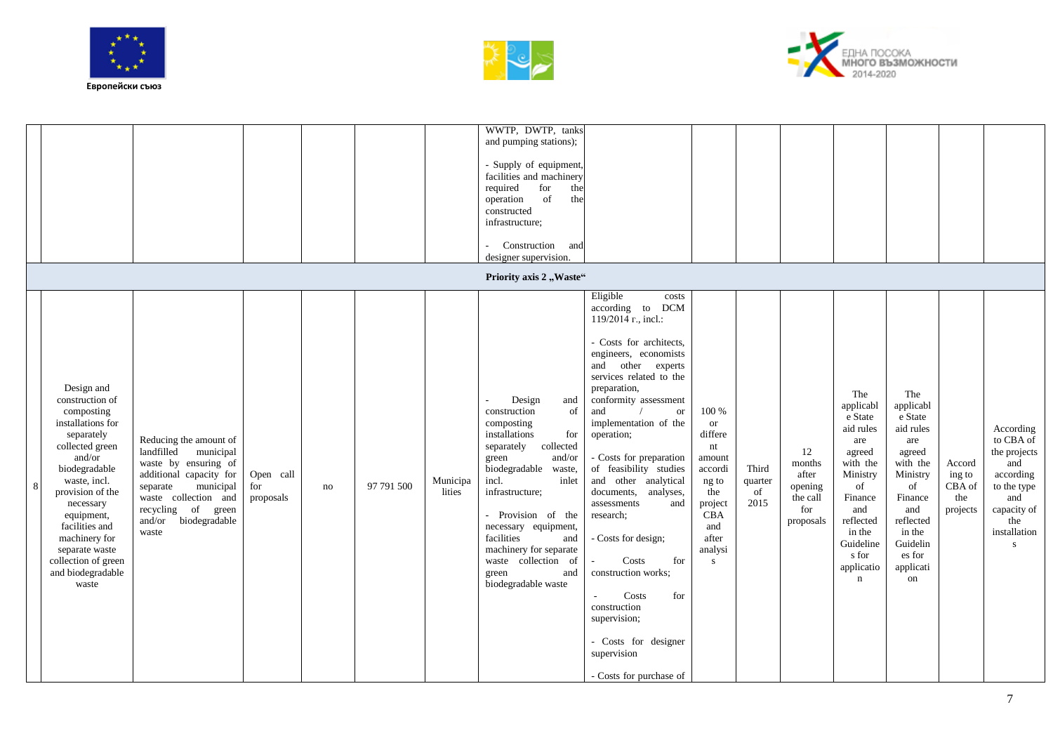Европейски съюз

ЕДНА ПОСОКА
МНОГО ВЪЗМОЖНОСТИ
2014-2020

| | | | | | | | | | | | | | | | | |
|---|---|---|---|---|---|---|---|---|---|---|---|---|---|---|---|---|
| | | | | | | | WWTP, DWTP, tanks and pumping stations);<br><br>- Supply of equipment, facilities and machinery required for the operation of the constructed infrastructure;<br><br>- Construction and designer supervision. | | | | | | | | | |
| **Priority axis 2 „Waste“** | | | | | | | | | | | | | | | | |
| 8 | Design and construction of composting installations for separately collected green and/or biodegradable waste, incl. provision of the necessary equipment, facilities and machinery for separate waste collection of green and biodegradable waste | Reducing the amount of landfilled municipal waste by ensuring of additional capacity for separate municipal waste collection and recycling of green and/or biodegradable waste | Open call for proposals | no | 97 791 500 | Municipalities | - Design and construction of composting installations for separately collected green and/or biodegradable waste, incl. inlet infrastructure;<br><br>- Provision of the necessary equipment, facilities and machinery for separate waste collection of green and biodegradable waste | Eligible costs according to DCM 119/2014 г., incl.:<br><br>- Costs for architects, engineers, economists and other experts services related to the preparation, conformity assessment and / or implementation of the operation;<br><br>- Costs for preparation of feasibility studies and other analytical documents, analyses, assessments and research;<br><br>- Costs for design;<br><br>- Costs for construction works;<br><br>- Costs for construction supervision;<br><br>- Costs for designer supervision<br><br>- Costs for purchase of | 100 % or different amount according to the project CBA and after analysis | Third quarter of 2015 | 12 months after opening the call for proposals | The applicable State aid rules are agreed with the Ministry of Finance and reflected in the Guidelines for application | The applicable State aid rules are agreed with the Ministry of Finance and reflected in the Guidelines for application | According to CBA of the projects | According to CBA of the projects and according to the type and capacity of the installations |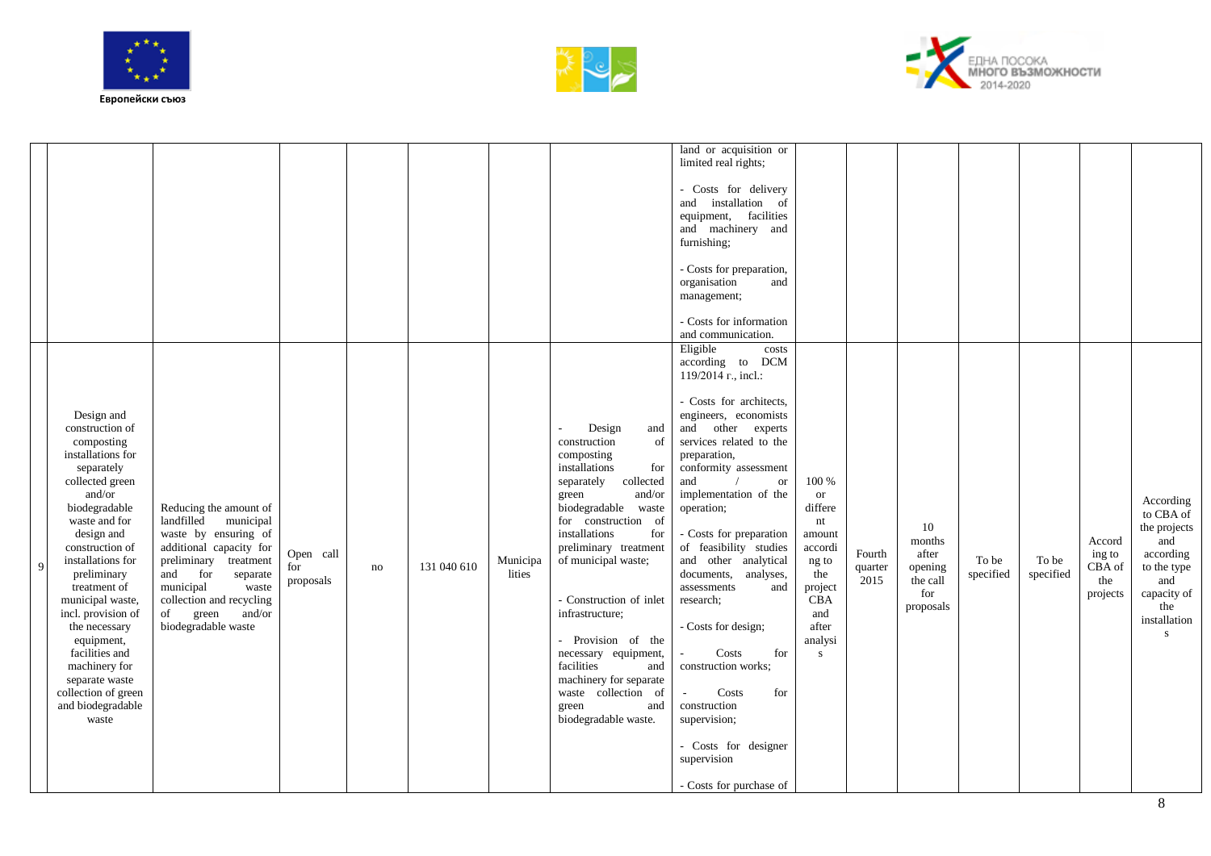| | | | | | | | | | | | | | | | |
|---|---|---|---|---|---|---|---|---|---|---|---|---|---|---|---|
| | | | | | | | | land or acquisition or limited real rights;<br><br>- Costs for delivery and installation of equipment, facilities and machinery and furnishing;<br><br>- Costs for preparation, organisation and management;<br><br>- Costs for information and communication. | | | | | | | |
| 9 | Design and construction of composting installations for separately collected green and/or biodegradable waste and for design and construction of installations for preliminary treatment of municipal waste, incl. provision of the necessary equipment, facilities and machinery for separate collection of green and biodegradable waste | Reducing the amount of landfilled municipal waste by ensuring of additional capacity for preliminary treatment and for separate municipal waste collection and recycling of green and/or biodegradable waste | Open call for proposals | no | 131 040 610 | Municipalities | - Design and construction of composting installations for separately collected green and/or biodegradable waste for construction of installations for preliminary treatment of municipal waste;<br><br>- Construction of inlet infrastructure;<br><br>- Provision of the necessary equipment, facilities and machinery for separate waste collection of green and biodegradable waste. | Eligible costs according to DCM 119/2014 г., incl.:<br><br>- Costs for architects, engineers, economists and other experts services related to the preparation, conformity assessment and / or implementation of the operation;<br><br>- Costs for preparation of feasibility studies and other analytical documents, analyses, assessments and research;<br><br>- Costs for design;<br><br>- Costs for construction works;<br><br>- Costs for construction supervision;<br><br>- Costs for designer supervision<br><br>- Costs for purchase of | 100 % or different amount according to the project CBA and after analysis | Fourth quarter 2015 | 10 months after opening the call for proposals | To be specified | To be specified | According to CBA of the projects | According to CBA of the projects and according to the type and capacity of the installations |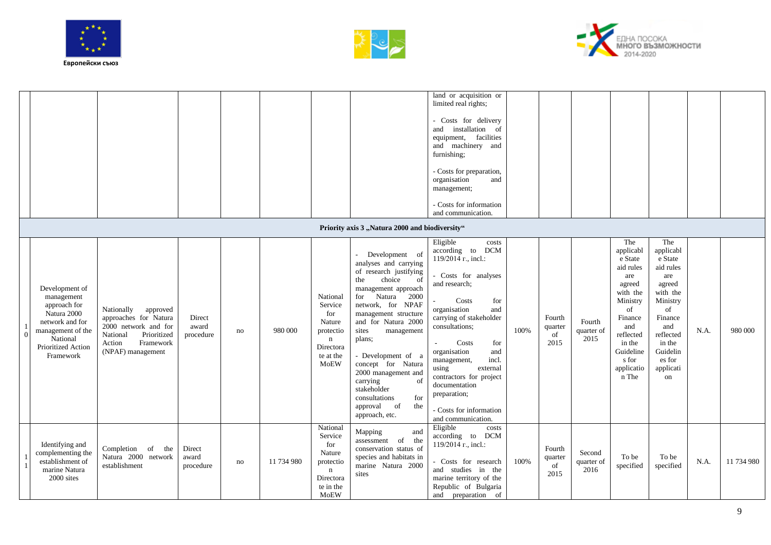| | | | | | | | | | | | | | | | |
|---|---|---|---|---|---|---|---|---|---|---|---|---|---|---|---|
| | | | | | | | | land or acquisition or limited real rights;<br><br>- Costs for delivery and installation of equipment, facilities and machinery and furnishing;<br><br>- Costs for preparation, organisation and management;<br><br>- Costs for information and communication. | | | | | | | |
| **Priority axis 3 „Natura 2000 and biodiversity“** | | | | | | | | | | | | | | | |
| 10 | Development of management approach for Natura 2000 network and for management of the National Prioritized Action Framework | Nationally approved approaches for Natura 2000 network and for National Prioritized Action Framework (NPAF) management | Direct award procedure | no | 980 000 | National Service for Nature protection Directorate at the MoEW | - Development of analyses and carrying of research justifying the choice of management approach for Natura 2000 network, for NPAF management structure and for Natura 2000 sites management plans;<br><br>- Development of a concept for Natura 2000 management and carrying of stakeholder consultations for approval of the approach, etc. | Eligible costs according to DCM 119/2014 г., incl.:<br><br>- Costs for analyses and research;<br><br>- Costs for organisation and carrying of stakeholder consultations;<br><br>- Costs for organisation and management, incl. using external contractors for project documentation preparation;<br><br>- Costs for information and communication. | 100% | Fourth quarter of 2015 | Fourth quarter of 2015 | The applicable State aid rules are agreed with the Ministry of Finance and reflected in the Guidelines for application The | The applicable State aid rules are agreed with the Ministry of Finance and reflected in the Guidelines for application | N.A. | 980 000 |
| 11 | Identifying and complementing the establishment of marine Natura 2000 sites | Completion of the Natura 2000 network establishment | Direct award procedure | no | 11 734 980 | National Service for Nature protection Directorate in the MoEW | Mapping and assessment of the conservation status of species and habitats in marine Natura 2000 sites | Eligible costs according to DCM 119/2014 г., incl.:<br><br>- Costs for research and studies in the marine territory of the Republic of Bulgaria and preparation of | 100% | Fourth quarter of 2015 | Second quarter of 2016 | To be specified | To be specified | N.A. | 11 734 980 |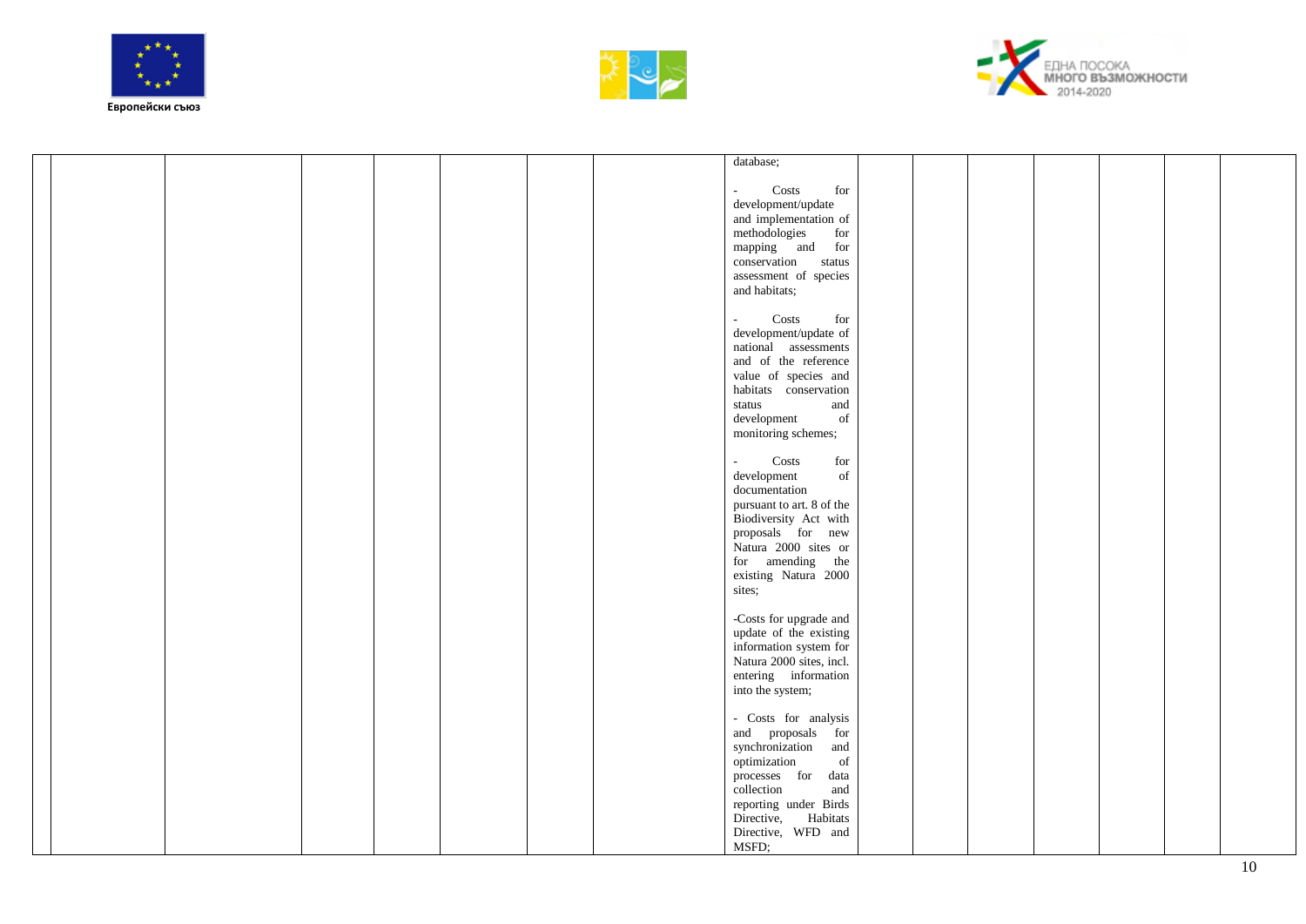| | | | | | | | | | | | | | | | |
|---|---|---|---|---|---|---|---|---|---|---|---|---|---|---|---|
| | | | | | | | | database;<br><br>- Costs for development/update and implementation of methodologies for mapping and for conservation status assessment of species and habitats;<br><br>- Costs for development/update of national assessments and of the reference value of species and habitats conservation status and development of monitoring schemes;<br><br>- Costs for development of documentation pursuant to art. 8 of the Biodiversity Act with proposals for new Natura 2000 sites or for amending the existing Natura 2000 sites;<br><br>-Costs for upgrade and update of the existing information system for Natura 2000 sites, incl. entering information into the system;<br><br>- Costs for analysis and proposals for synchronization and optimization of processes for data collection and reporting under Birds Directive, Habitats Directive, WFD and MSFD; | | | | | | | |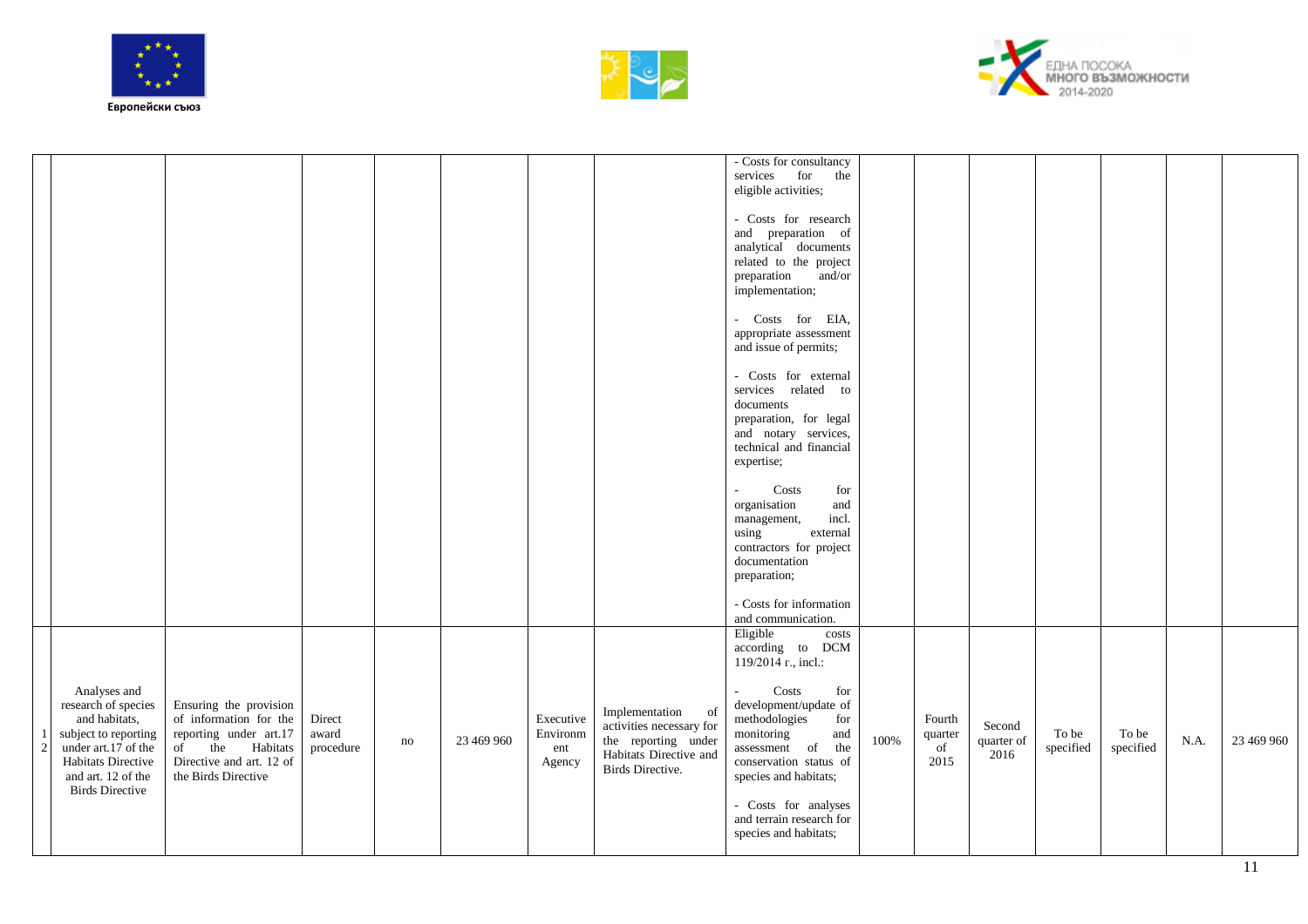| | | | | | | | | | | | | | | | |
|---|---|---|---|---|---|---|---|---|---|---|---|---|---|---|---|
| | | | | | | | | - Costs for consultancy services for the eligible activities;<br><br>- Costs for research and preparation of analytical documents related to the project preparation and/or implementation;<br><br>- Costs for EIA, appropriate assessment and issue of permits;<br><br>- Costs for external services related to documents preparation, for legal and notary services, technical and financial expertise;<br><br>- Costs for organisation and management, incl. using external contractors for project documentation preparation;<br><br>- Costs for information and communication. | | | | | | | |
| 12 | Analyses and research of species and habitats, subject to reporting under art.17 of the Habitats Directive and art. 12 of the Birds Directive | Ensuring the provision of information for the reporting under art.17 of the Habitats Directive and art. 12 of the Birds Directive | Direct award procedure | no | 23 469 960 | Executive Environment Agency | Implementation of activities necessary for the reporting under Habitats Directive and Birds Directive. | Eligible costs according to DCM 119/2014 г., incl.:<br><br>- Costs for development/update of methodologies for monitoring and assessment of the conservation status of species and habitats;<br><br>- Costs for analyses and terrain research for species and habitats; | 100% | Fourth quarter of 2015 | Second quarter of 2016 | To be specified | To be specified | N.A. | 23 469 960 |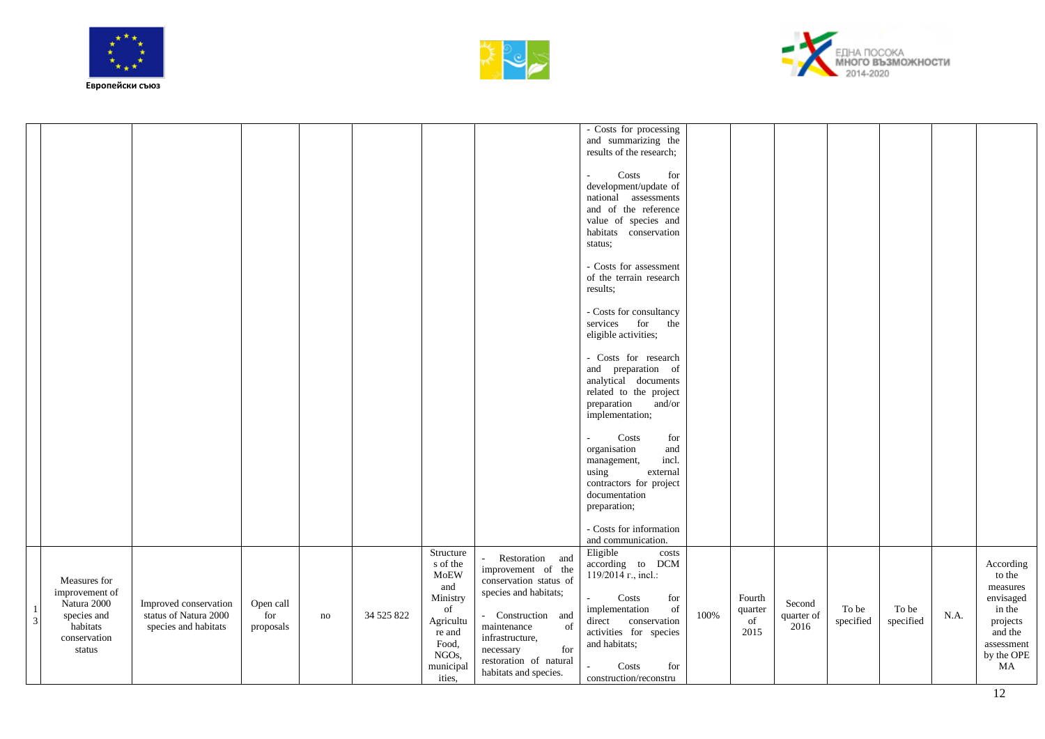| | | | | | | | | | | | | | | | |
|---|---|---|---|---|---|---|---|---|---|---|---|---|---|---|---|
| | | | | | | | | - Costs for processing and summarizing the results of the research;<br><br>- Costs for development/update of national assessments and of the reference value of species and habitats conservation status;<br><br>- Costs for assessment of the terrain research results;<br><br>- Costs for consultancy services for the eligible activities;<br><br>- Costs for research and preparation of analytical documents related to the project preparation and/or implementation;<br><br>- Costs for organisation and management, incl. using external contractors for project documentation preparation;<br><br>- Costs for information and communication. | | | | | | | |
| 13 | Measures for improvement of Natura 2000 species and habitats conservation status | Improved conservation status of Natura 2000 species and habitats | Open call for proposals | no | 34 525 822 | Structures of the MoEW and Ministry of Agriculture and Food, NGOs, municipalities, | - Restoration and improvement of the conservation status of species and habitats;<br><br>- Construction and maintenance of infrastructure, necessary for restoration of natural habitats and species. | Eligible costs according to DCM 119/2014 г., incl.:<br><br>- Costs for implementation of direct conservation activities for species and habitats;<br><br>- Costs for construction/reconstru | 100% | Fourth quarter of 2015 | Second quarter of 2016 | To be specified | To be specified | N.A. | According to the measures envisaged in the projects and the assessment by the OPE MA |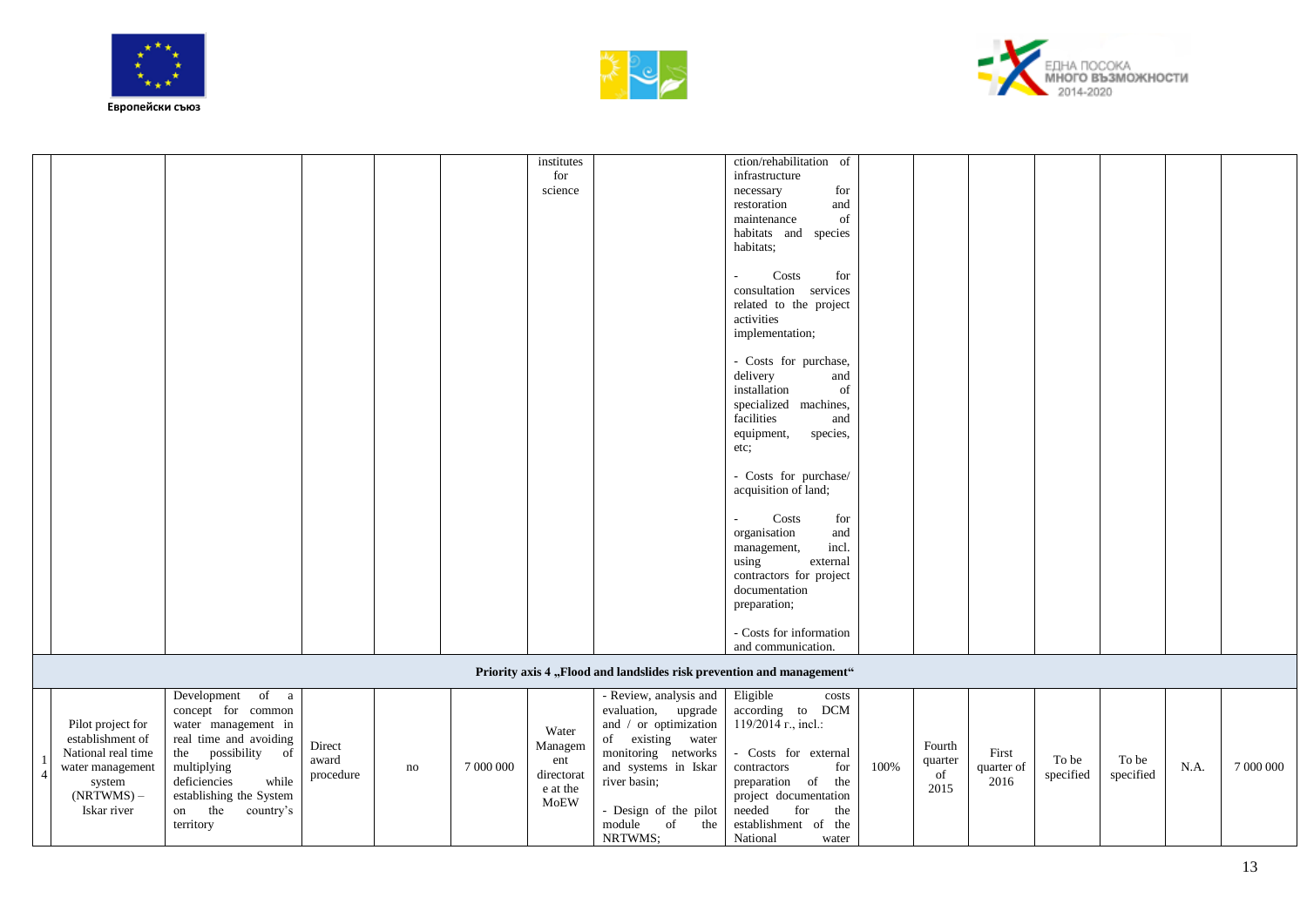| | | | | | | | | | | | | | | | | |
|---|---|---|---|---|---|---|---|---|---|---|---|---|---|---|---|---|
| | | | | | | institutes for science | | ction/rehabilitation of infrastructure necessary for restoration and maintenance of habitats and species habitats;<br><br>- Costs for consultation services related to the project activities implementation;<br><br>- Costs for purchase, delivery and installation of specialized machines, facilities and equipment, species, etc;<br><br>- Costs for purchase/ acquisition of land;<br><br>- Costs for organisation and management, incl. using external contractors for project documentation preparation;<br><br>- Costs for information and communication. | | | | | | | | |
| **Priority axis 4 „Flood and landslides risk prevention and management“** | | | | | | | | | | | | | | | | |
| 14 | Pilot project for establishment of National real time water management system (NRTWMS) – Iskar river | Development of a concept for common water management in real time and avoiding the possibility of multiplying deficiencies while establishing the System on the country's territory | Direct award procedure | no | 7 000 000 | Water Management directorate at the MoEW | - Review, analysis and evaluation, upgrade and / or optimization of existing water monitoring networks and systems in Iskar river basin;<br><br>- Design of the pilot module of the NRTWMS; | Eligible costs according to DCM 119/2014 г., incl.:<br><br>- Costs for external contractors for preparation of the project documentation needed for the establishment of the National water | 100% | Fourth quarter of 2015 | First quarter of 2016 | To be specified | To be specified | N.A. | 7 000 000 | |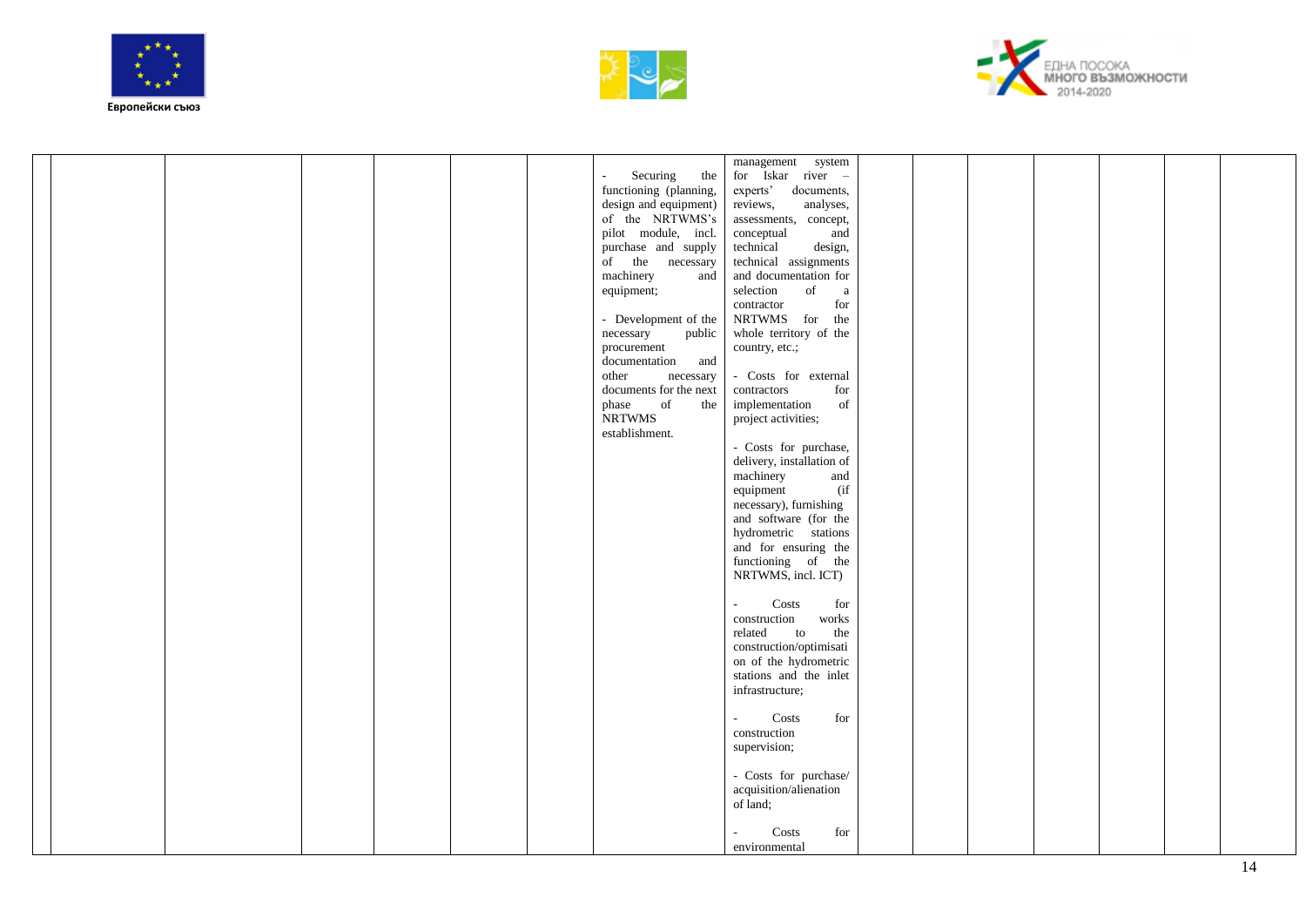| | | | | | | | | | | | | | | | |
|---|---|---|---|---|---|---|---|---|---|---|---|---|---|---|---|
| | | | | | | | - Securing the functioning (planning, design and equipment) of the NRTWMS's pilot module, incl. purchase and supply of the necessary machinery and equipment;<br><br>- Development of the necessary public procurement documentation and other necessary documents for the next phase of the NRTWMS establishment. | management system for Iskar river – experts' documents, reviews, analyses, assessments, concept, conceptual and technical design, technical assignments and documentation for selection of a contractor for the NRTWMS for the whole territory of the country, etc.;<br><br>- Costs for external contractors for implementation of project activities;<br><br>- Costs for purchase, delivery, installation of machinery and equipment (if necessary), furnishing and software (for the hydrometric stations and for ensuring the functioning of the NRTWMS, incl. ICT)<br><br>- Costs for construction works related to the construction/optimisation of the hydrometric stations and the inlet infrastructure;<br><br>- Costs for construction supervision;<br><br>- Costs for purchase/ acquisition/alienation of land;<br><br>- Costs for environmental | | | | | | | |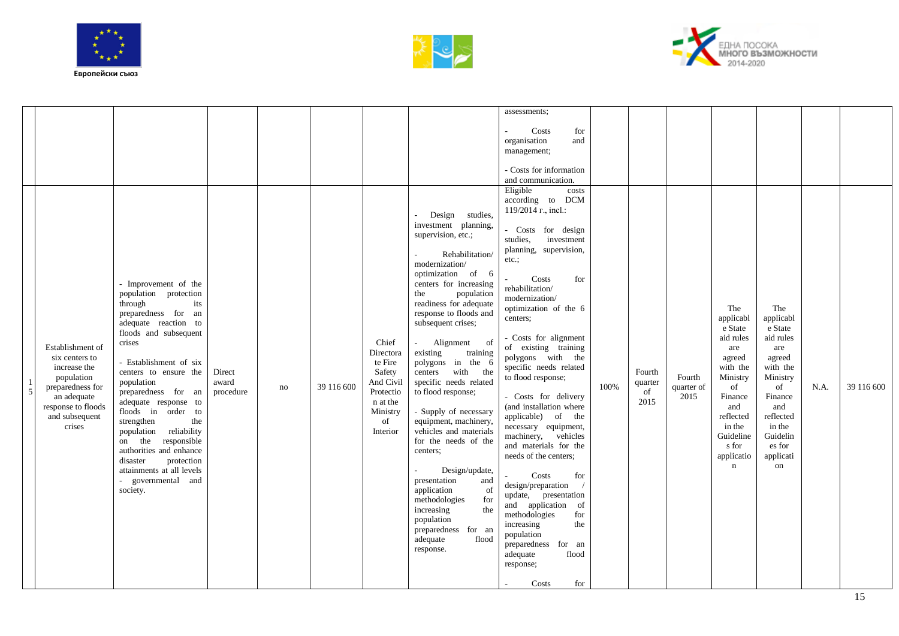Европейски съюз

ЕДНА ПОСОКА
МНОГО ВЪЗМОЖНОСТИ
2014-2020

| | | | | | | | | | | | | | | | | |
|---|---|---|---|---|---|---|---|---|---|---|---|---|---|---|---|---|
| | | | | | | | | assessments;<br><br>- Costs for organisation and management;<br><br>- Costs for information and communication. | | | | | | | | |
| 15 | Establishment of six centers to increase the population preparedness for an adequate response to floods and subsequent crises | - Improvement of the population protection through its preparedness for an adequate reaction to floods and subsequent crises<br><br>- Establishment of six centers to ensure the population preparedness for an adequate response to floods in order to strengthen the population reliability on the responsible authorities and enhance disaster protection attainments at all levels - governmental and society. | Direct award procedure | no | 39 116 600 | Chief Directorate Fire Safety And Civil Protection at the Ministry of Interior | - Design studies, investment planning, supervision, etc.;<br><br>- Rehabilitation/ modernization/ optimization of 6 centers for increasing the population readiness for adequate response to floods and subsequent crises;<br><br>- Alignment of existing training polygons in the 6 centers with the specific needs related to flood response;<br><br>- Supply of necessary equipment, machinery, vehicles and materials for the needs of the centers;<br><br>- Design/update, presentation and application of methodologies for increasing the population preparedness for an adequate flood response. | Eligible costs according to DCM 119/2014 г., incl.:<br><br>- Costs for design studies, investment planning, supervision, etc.;<br><br>- Costs for rehabilitation/ modernization/ optimization of the 6 centers;<br><br>- Costs for alignment of existing training polygons with the specific needs related to flood response;<br><br>- Costs for delivery (and installation where applicable) of the necessary equipment, machinery, vehicles and materials for the needs of the centers;<br><br>- Costs for design/preparation / update, presentation and application of methodologies for increasing the population preparedness for an adequate flood response;<br><br>- Costs for | 100% | Fourth quarter of 2015 | Fourth quarter of 2015 | The applicable State aid rules are agreed with the Ministry of Finance and reflected in the Guidelines for application | The applicable State aid rules are agreed with the Ministry of Finance and reflected in the Guidelines for application | N.A. | 39 116 600 |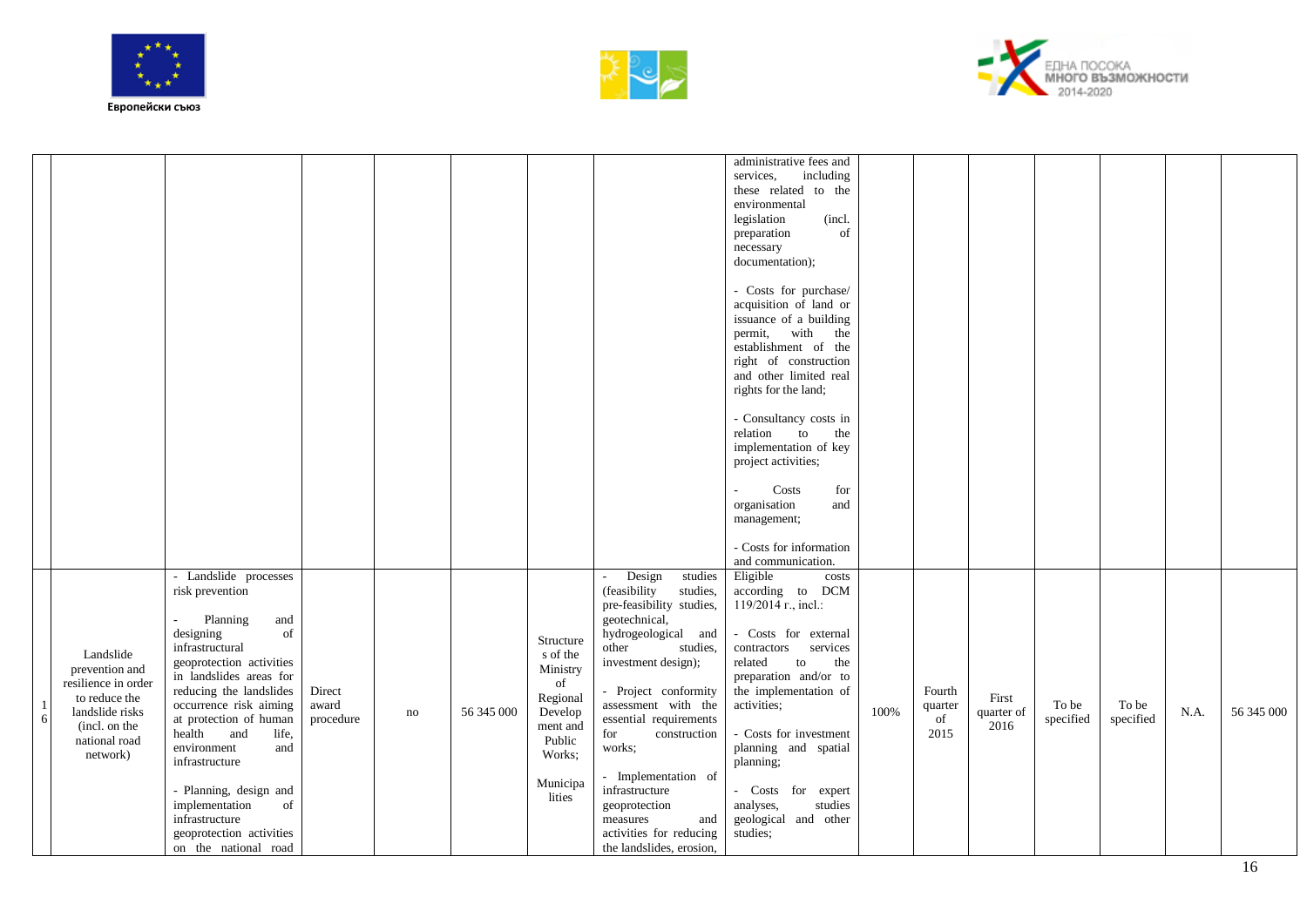| | | | | | | | | | | | | | | | |
|---|---|---|---|---|---|---|---|---|---|---|---|---|---|---|---|
| | | | | | | | | administrative fees and services, including these related to the environmental legislation (incl. preparation of necessary documentation);<br><br>- Costs for purchase/ acquisition of land or issuance of a building permit, with the establishment of the right of construction and other limited real rights for the land;<br><br>- Consultancy costs in relation to the implementation of key project activities;<br><br>- Costs for organisation and management;<br><br>- Costs for information and communication. | | | | | | | |
| 16 | Landslide prevention and resilience in order to reduce the landslide risks (incl. on the national road network) | - Landslide processes risk prevention<br><br>- Planning and designing of infrastructural geoprotection activities in landslides areas for reducing the landslides occurrence risk aiming at protection of human health and life, environment and infrastructure<br><br>- Planning, design and implementation of infrastructure geoprotection activities on the national road | Direct award procedure | no | 56 345 000 | Structures of the Ministry of Regional Development and Public Works;<br><br>Municipalities | - Design studies (feasibility studies, pre-feasibility studies, geotechnical, hydrogeological and other studies, investment design);<br><br>- Project conformity assessment with the essential requirements for construction works;<br><br>- Implementation of infrastructure geoprotection measures and activities for reducing the landslides, erosion, | Eligible costs according to DCM 119/2014 г., incl.:<br><br>- Costs for external contractors services related to the preparation and/or to the implementation of activities;<br><br>- Costs for investment planning and spatial planning;<br><br>- Costs for expert analyses, studies geological and other studies; | 100% | Fourth quarter of 2015 | First quarter of 2016 | To be specified | To be specified | N.A. | 56 345 000 |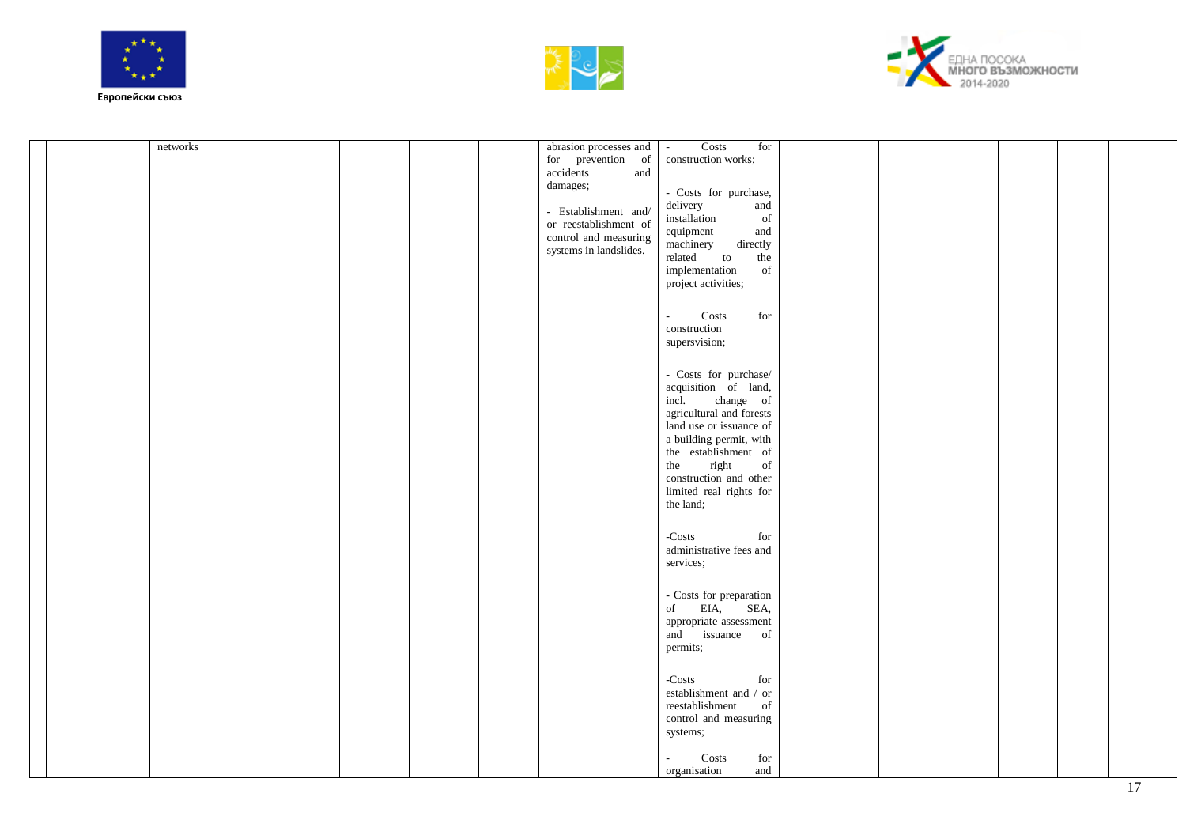| | | | | | | | | | | | | | | | |
|---|---|---|---|---|---|---|---|---|---|---|---|---|---|---|---|
| | | networks | | | | | abrasion processes and for prevention of accidents and damages;<br><br>- Establishment and/ or reestablishment of control and measuring systems in landslides. | - Costs for construction works;<br><br>- Costs for purchase, delivery and installation of equipment and machinery directly related to the implementation of project activities;<br><br>- Costs for construction supersvision;<br><br>- Costs for purchase/ acquisition of land, incl. change of agricultural and forests land use or issuance of a building permit, with the establishment of the right of construction and other limited real rights for the land;<br><br>-Costs for administrative fees and services;<br><br>- Costs for preparation of EIA, SEA, appropriate assessment and issuance of permits;<br><br>-Costs for establishment and / or reestablishment of control and measuring systems;<br><br>- Costs for organisation and | | | | | | | |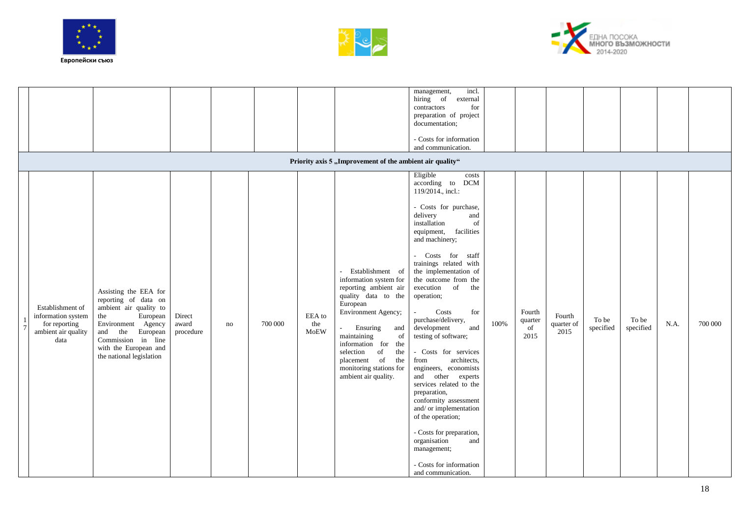| | | | | | | | | management, incl. hiring of external contractors for preparation of project documentation;<br><br>- Costs for information and communication. | | | | | | | |
|---|---|---|---|---|---|---|---|---|---|---|---|---|---|---|---|
| **Priority axis 5 „Improvement of the ambient air quality“** | | | | | | | | | | | | | | | |
| 17 | Establishment of information system for reporting ambient air quality data | Assisting the EEA for reporting of data on ambient air quality to the European Environment Agency and the European Commission in line with the European and the national legislation | Direct award procedure | no | 700 000 | EEA to the MoEW | - Establishment of information system for reporting ambient air quality data to the European Environment Agency;<br><br>- Ensuring and maintaining of information for the selection of the placement of the monitoring stations for ambient air quality. | Eligible costs according to DCM 119/2014., incl.:<br><br>- Costs for purchase, delivery and installation of equipment, facilities and machinery;<br><br>- Costs for staff trainings related with the implementation of the outcome from the execution of the operation;<br><br>- Costs for purchase/delivery, development and testing of software;<br><br>- Costs for services from architects, engineers, economists and other experts services related to the preparation, conformity assessment and/ or implementation of the operation;<br><br>- Costs for preparation, organisation and management;<br><br>- Costs for information and communication. | 100% | Fourth quarter of 2015 | Fourth quarter of 2015 | To be specified | To be specified | N.A. | 700 000 |